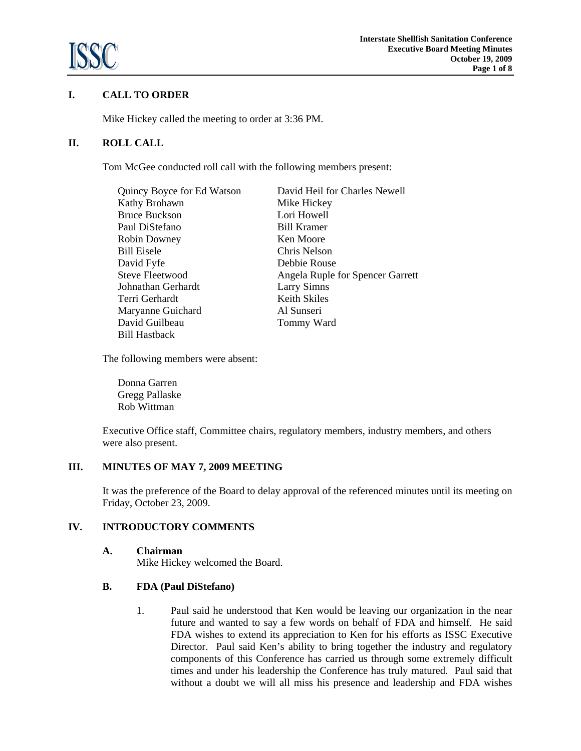## I. CALL TO ORDER

Mike Hickey called the meeting to order at 3:36 PM.

## II. ROLL CALL

Tom McGee conducted roll call with the following members present:

- Quincy Boyce for Ed Watson
- Kathy Brohawn
- Bruce Buckson
- Paul DiStefano
- Robin Downey
- Bill Eisele
- David Fyfe
- Steve Fleetwood
- Johnathan Gerhardt
- Terri Gerhardt
- Maryanne Guichard
- David Guilbeau
- Bill Hastback
- David Heil for Charles Newell
- Mike Hickey
- Lori Howell
- Bill Kramer
- Ken Moore
- Chris Nelson
- Debbie Rouse
- Angela Ruple for Spencer Garrett
- Larry Simns
- Keith Skiles
- Al Sunseri
- Tommy Ward

The following members were absent:

- Donna Garren
- Gregg Pallaske
- Rob Wittman

Executive Office staff, Committee chairs, regulatory members, industry members, and others were also present.

## III. MINUTES OF MAY 7, 2009 MEETING

It was the preference of the Board to delay approval of the referenced minutes until its meeting on Friday, October 23, 2009.

## IV. INTRODUCTORY COMMENTS

### A. Chairman

Mike Hickey welcomed the Board.

### B. FDA (Paul DiStefano)

1. Paul said he understood that Ken would be leaving our organization in the near future and wanted to say a few words on behalf of FDA and himself. He said FDA wishes to extend its appreciation to Ken for his efforts as ISSC Executive Director. Paul said Ken's ability to bring together the industry and regulatory components of this Conference has carried us through some extremely difficult times and under his leadership the Conference has truly matured. Paul said that without a doubt we will all miss his presence and leadership and FDA wishes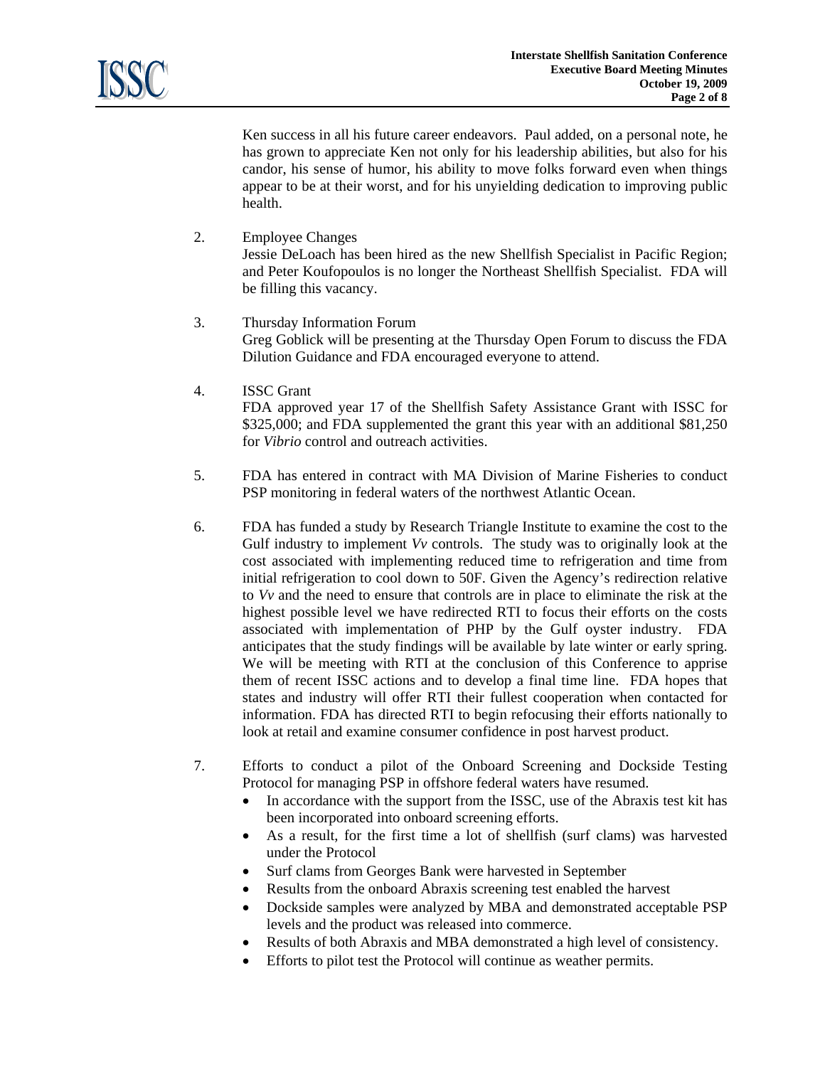Ken success in all his future career endeavors. Paul added, on a personal note, he has grown to appreciate Ken not only for his leadership abilities, but also for his candor, his sense of humor, his ability to move folks forward even when things appear to be at their worst, and for his unyielding dedication to improving public health.

2. Employee Changes
   Jessie DeLoach has been hired as the new Shellfish Specialist in Pacific Region; and Peter Koufopoulos is no longer the Northeast Shellfish Specialist. FDA will be filling this vacancy.

3. Thursday Information Forum
   Greg Goblick will be presenting at the Thursday Open Forum to discuss the FDA Dilution Guidance and FDA encouraged everyone to attend.

4. ISSC Grant
   FDA approved year 17 of the Shellfish Safety Assistance Grant with ISSC for $325,000; and FDA supplemented the grant this year with an additional $81,250 for *Vibrio* control and outreach activities.

5. FDA has entered in contract with MA Division of Marine Fisheries to conduct PSP monitoring in federal waters of the northwest Atlantic Ocean.

6. FDA has funded a study by Research Triangle Institute to examine the cost to the Gulf industry to implement *Vv* controls. The study was to originally look at the cost associated with implementing reduced time to refrigeration and time from initial refrigeration to cool down to 50F. Given the Agency's redirection relative to *Vv* and the need to ensure that controls are in place to eliminate the risk at the highest possible level we have redirected RTI to focus their efforts on the costs associated with implementation of PHP by the Gulf oyster industry. FDA anticipates that the study findings will be available by late winter or early spring. We will be meeting with RTI at the conclusion of this Conference to apprise them of recent ISSC actions and to develop a final time line. FDA hopes that states and industry will offer RTI their fullest cooperation when contacted for information. FDA has directed RTI to begin refocusing their efforts nationally to look at retail and examine consumer confidence in post harvest product.

7. Efforts to conduct a pilot of the Onboard Screening and Dockside Testing Protocol for managing PSP in offshore federal waters have resumed.
   - In accordance with the support from the ISSC, use of the Abraxis test kit has been incorporated into onboard screening efforts.
   - As a result, for the first time a lot of shellfish (surf clams) was harvested under the Protocol
   - Surf clams from Georges Bank were harvested in September
   - Results from the onboard Abraxis screening test enabled the harvest
   - Dockside samples were analyzed by MBA and demonstrated acceptable PSP levels and the product was released into commerce.
   - Results of both Abraxis and MBA demonstrated a high level of consistency.
   - Efforts to pilot test the Protocol will continue as weather permits.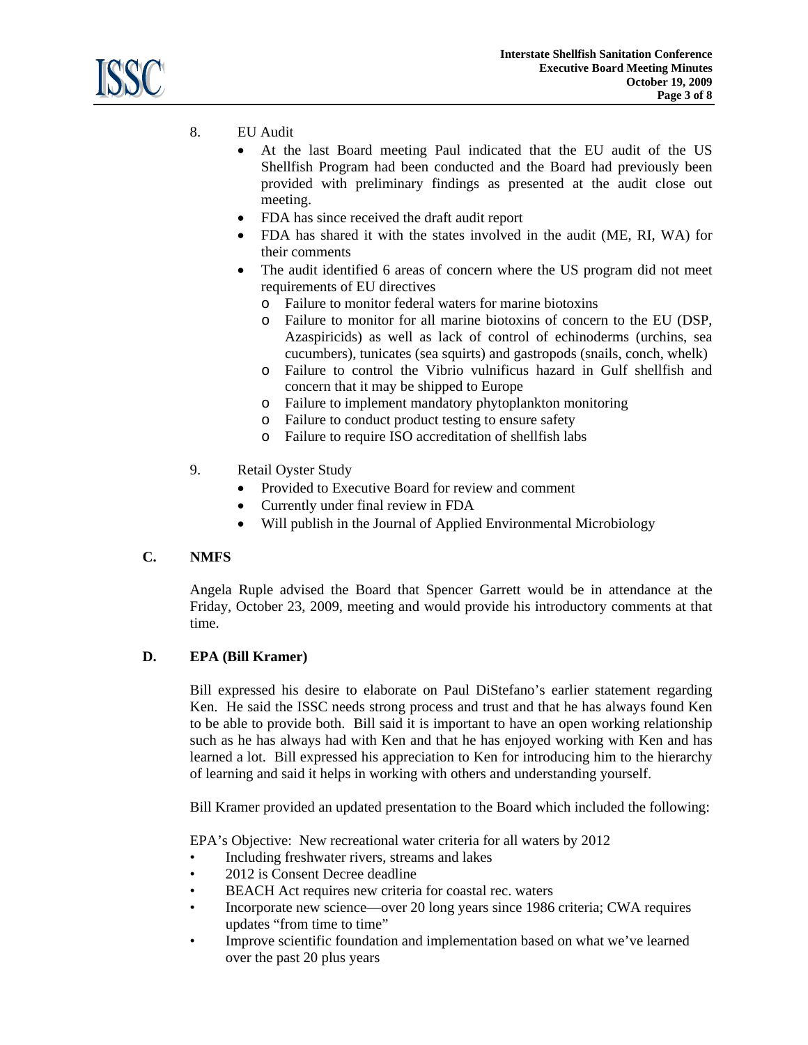8. EU Audit
   - At the last Board meeting Paul indicated that the EU audit of the US Shellfish Program had been conducted and the Board had previously been provided with preliminary findings as presented at the audit close out meeting.
   - FDA has since received the draft audit report
   - FDA has shared it with the states involved in the audit (ME, RI, WA) for their comments
   - The audit identified 6 areas of concern where the US program did not meet requirements of EU directives
     - Failure to monitor federal waters for marine biotoxins
     - Failure to monitor for all marine biotoxins of concern to the EU (DSP, Azaspiricids) as well as lack of control of echinoderms (urchins, sea cucumbers), tunicates (sea squirts) and gastropods (snails, conch, whelk)
     - Failure to control the Vibrio vulnificus hazard in Gulf shellfish and concern that it may be shipped to Europe
     - Failure to implement mandatory phytoplankton monitoring
     - Failure to conduct product testing to ensure safety
     - Failure to require ISO accreditation of shellfish labs

9. Retail Oyster Study
   - Provided to Executive Board for review and comment
   - Currently under final review in FDA
   - Will publish in the Journal of Applied Environmental Microbiology

### C. NMFS

Angela Ruple advised the Board that Spencer Garrett would be in attendance at the Friday, October 23, 2009, meeting and would provide his introductory comments at that time.

### D. EPA (Bill Kramer)

Bill expressed his desire to elaborate on Paul DiStefano's earlier statement regarding Ken. He said the ISSC needs strong process and trust and that he has always found Ken to be able to provide both. Bill said it is important to have an open working relationship such as he has always had with Ken and that he has enjoyed working with Ken and has learned a lot. Bill expressed his appreciation to Ken for introducing him to the hierarchy of learning and said it helps in working with others and understanding yourself.

Bill Kramer provided an updated presentation to the Board which included the following:

EPA's Objective: New recreational water criteria for all waters by 2012

- Including freshwater rivers, streams and lakes
- 2012 is Consent Decree deadline
- BEACH Act requires new criteria for coastal rec. waters
- Incorporate new science—over 20 long years since 1986 criteria; CWA requires updates "from time to time"
- Improve scientific foundation and implementation based on what we've learned over the past 20 plus years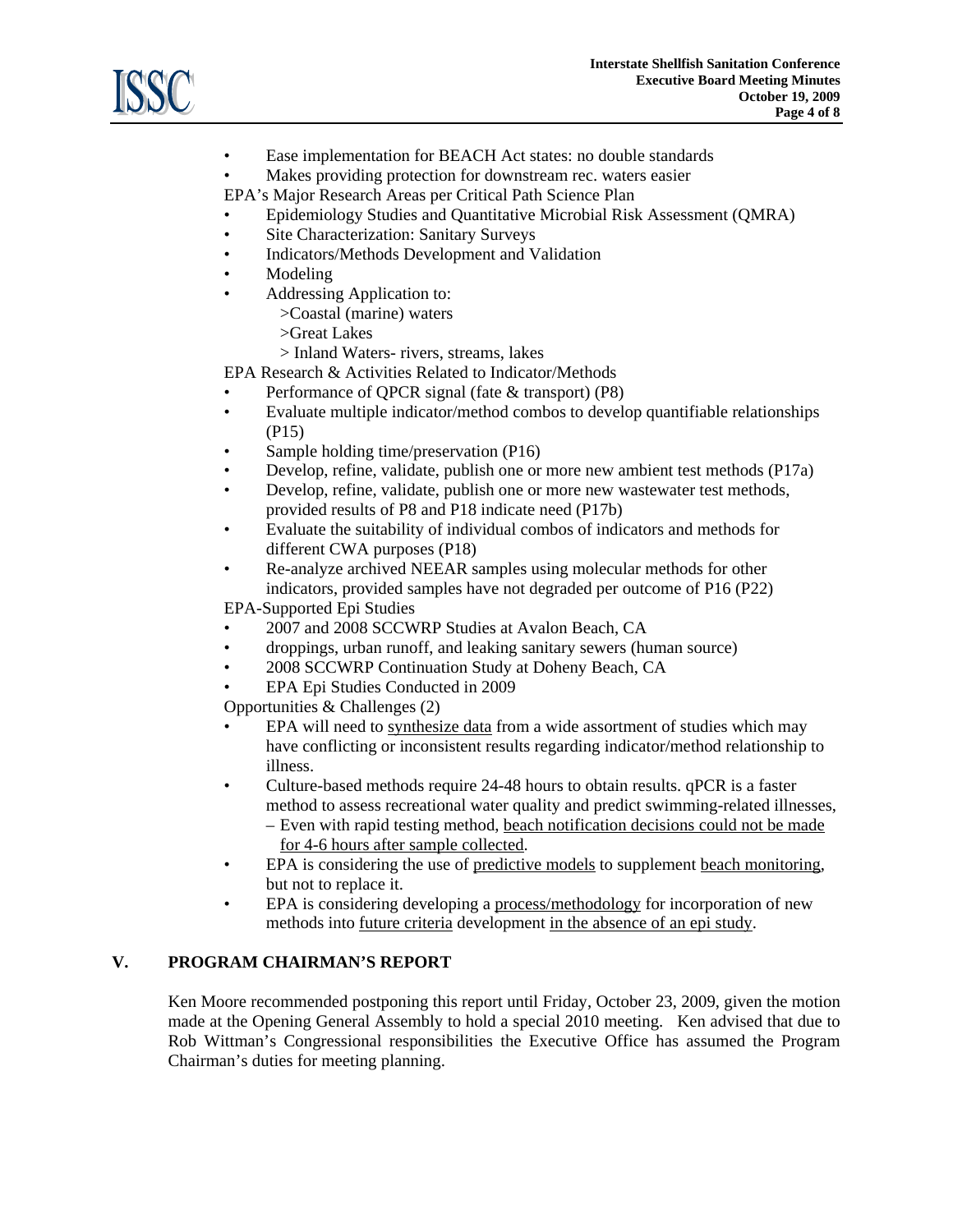- Ease implementation for BEACH Act states: no double standards
- Makes providing protection for downstream rec. waters easier

EPA's Major Research Areas per Critical Path Science Plan

- Epidemiology Studies and Quantitative Microbial Risk Assessment (QMRA)
- Site Characterization: Sanitary Surveys
- Indicators/Methods Development and Validation
- Modeling
- Addressing Application to:
  - >Coastal (marine) waters
  - >Great Lakes
  - > Inland Waters- rivers, streams, lakes

EPA Research & Activities Related to Indicator/Methods

- Performance of QPCR signal (fate & transport) (P8)
- Evaluate multiple indicator/method combos to develop quantifiable relationships (P15)
- Sample holding time/preservation (P16)
- Develop, refine, validate, publish one or more new ambient test methods (P17a)
- Develop, refine, validate, publish one or more new wastewater test methods, provided results of P8 and P18 indicate need (P17b)
- Evaluate the suitability of individual combos of indicators and methods for different CWA purposes (P18)
- Re-analyze archived NEEAR samples using molecular methods for other indicators, provided samples have not degraded per outcome of P16 (P22)

EPA-Supported Epi Studies

- 2007 and 2008 SCCWRP Studies at Avalon Beach, CA
- droppings, urban runoff, and leaking sanitary sewers (human source)
- 2008 SCCWRP Continuation Study at Doheny Beach, CA
- EPA Epi Studies Conducted in 2009

Opportunities & Challenges (2)

- EPA will need to <u>synthesize data</u> from a wide assortment of studies which may have conflicting or inconsistent results regarding indicator/method relationship to illness.
- Culture-based methods require 24-48 hours to obtain results. qPCR is a faster method to assess recreational water quality and predict swimming-related illnesses,
  – Even with rapid testing method, <u>beach notification decisions could not be made for 4-6 hours after sample collected</u>.
- EPA is considering the use of <u>predictive models</u> to supplement <u>beach monitoring</u>, but not to replace it.
- EPA is considering developing a <u>process/methodology</u> for incorporation of new methods into <u>future criteria</u> development <u>in the absence of an epi study</u>.

## V. PROGRAM CHAIRMAN'S REPORT

Ken Moore recommended postponing this report until Friday, October 23, 2009, given the motion made at the Opening General Assembly to hold a special 2010 meeting. Ken advised that due to Rob Wittman's Congressional responsibilities the Executive Office has assumed the Program Chairman's duties for meeting planning.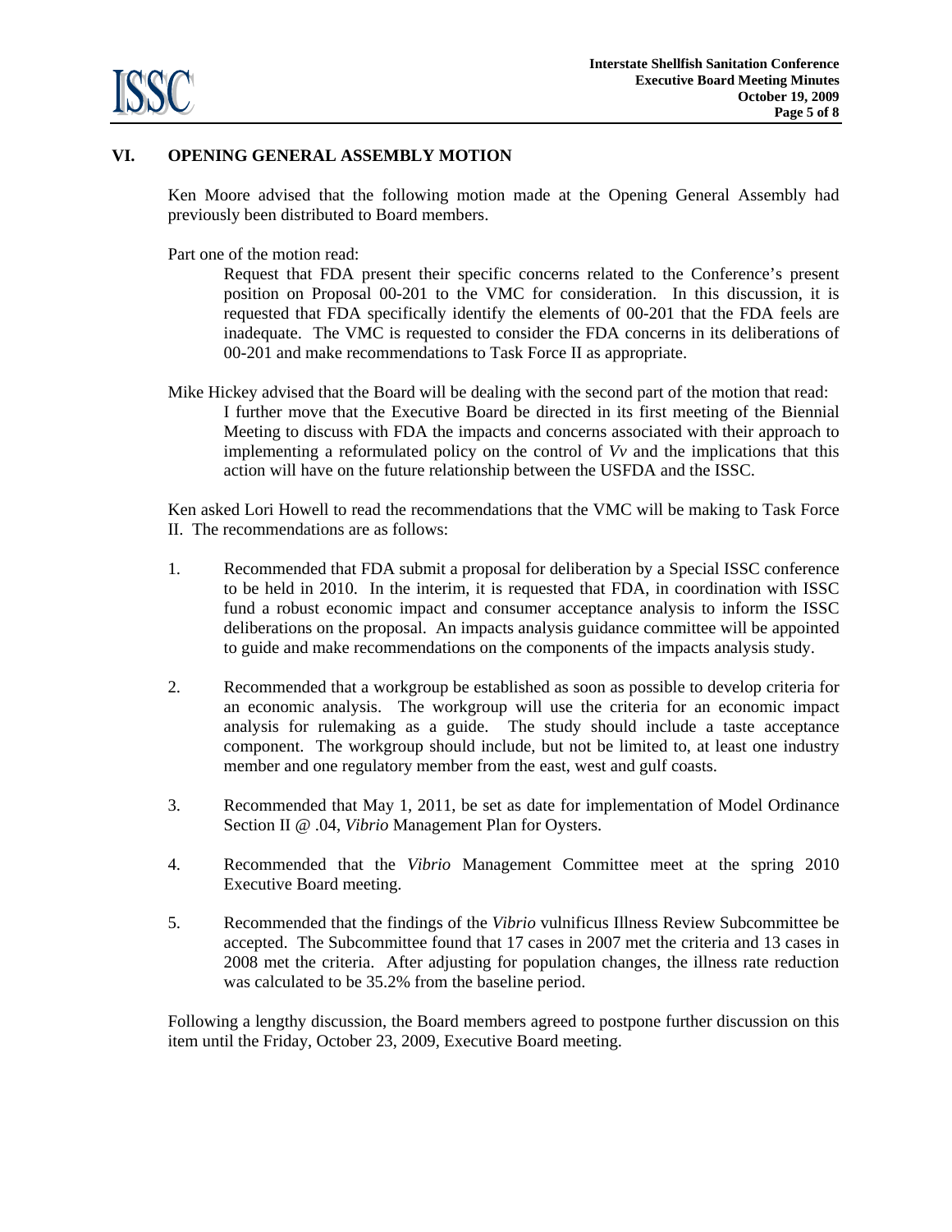## VI. OPENING GENERAL ASSEMBLY MOTION

Ken Moore advised that the following motion made at the Opening General Assembly had previously been distributed to Board members.

Part one of the motion read:

> Request that FDA present their specific concerns related to the Conference's present position on Proposal 00-201 to the VMC for consideration. In this discussion, it is requested that FDA specifically identify the elements of 00-201 that the FDA feels are inadequate. The VMC is requested to consider the FDA concerns in its deliberations of 00-201 and make recommendations to Task Force II as appropriate.

Mike Hickey advised that the Board will be dealing with the second part of the motion that read:

> I further move that the Executive Board be directed in its first meeting of the Biennial Meeting to discuss with FDA the impacts and concerns associated with their approach to implementing a reformulated policy on the control of *Vv* and the implications that this action will have on the future relationship between the USFDA and the ISSC.

Ken asked Lori Howell to read the recommendations that the VMC will be making to Task Force II. The recommendations are as follows:

1. Recommended that FDA submit a proposal for deliberation by a Special ISSC conference to be held in 2010. In the interim, it is requested that FDA, in coordination with ISSC fund a robust economic impact and consumer acceptance analysis to inform the ISSC deliberations on the proposal. An impacts analysis guidance committee will be appointed to guide and make recommendations on the components of the impacts analysis study.

2. Recommended that a workgroup be established as soon as possible to develop criteria for an economic analysis. The workgroup will use the criteria for an economic impact analysis for rulemaking as a guide. The study should include a taste acceptance component. The workgroup should include, but not be limited to, at least one industry member and one regulatory member from the east, west and gulf coasts.

3. Recommended that May 1, 2011, be set as date for implementation of Model Ordinance Section II @ .04, *Vibrio* Management Plan for Oysters.

4. Recommended that the *Vibrio* Management Committee meet at the spring 2010 Executive Board meeting.

5. Recommended that the findings of the *Vibrio* vulnificus Illness Review Subcommittee be accepted. The Subcommittee found that 17 cases in 2007 met the criteria and 13 cases in 2008 met the criteria. After adjusting for population changes, the illness rate reduction was calculated to be 35.2% from the baseline period.

Following a lengthy discussion, the Board members agreed to postpone further discussion on this item until the Friday, October 23, 2009, Executive Board meeting.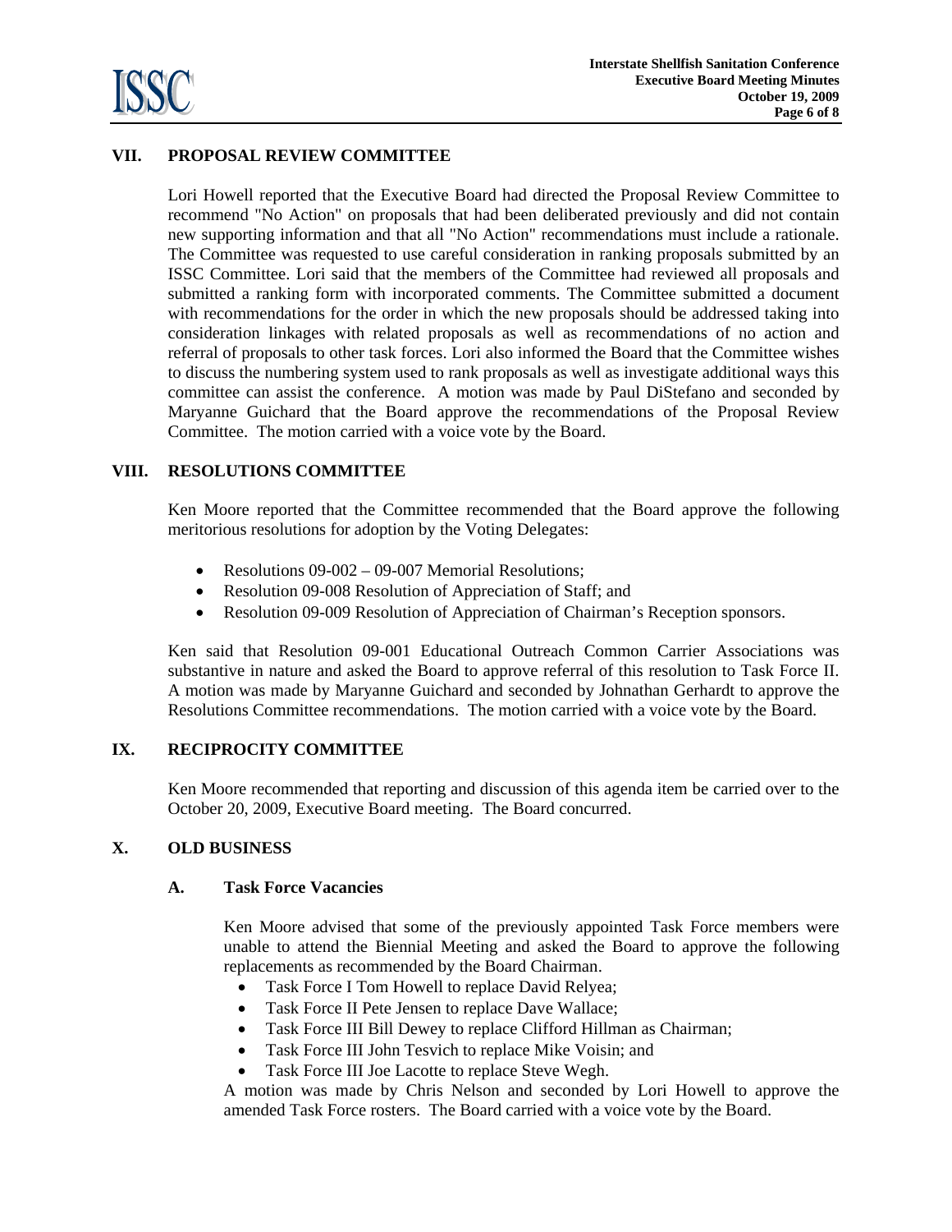## VII. PROPOSAL REVIEW COMMITTEE

Lori Howell reported that the Executive Board had directed the Proposal Review Committee to recommend "No Action" on proposals that had been deliberated previously and did not contain new supporting information and that all "No Action" recommendations must include a rationale. The Committee was requested to use careful consideration in ranking proposals submitted by an ISSC Committee. Lori said that the members of the Committee had reviewed all proposals and submitted a ranking form with incorporated comments. The Committee submitted a document with recommendations for the order in which the new proposals should be addressed taking into consideration linkages with related proposals as well as recommendations of no action and referral of proposals to other task forces. Lori also informed the Board that the Committee wishes to discuss the numbering system used to rank proposals as well as investigate additional ways this committee can assist the conference. A motion was made by Paul DiStefano and seconded by Maryanne Guichard that the Board approve the recommendations of the Proposal Review Committee. The motion carried with a voice vote by the Board.

## VIII. RESOLUTIONS COMMITTEE

Ken Moore reported that the Committee recommended that the Board approve the following meritorious resolutions for adoption by the Voting Delegates:

- Resolutions 09-002 – 09-007 Memorial Resolutions;
- Resolution 09-008 Resolution of Appreciation of Staff; and
- Resolution 09-009 Resolution of Appreciation of Chairman's Reception sponsors.

Ken said that Resolution 09-001 Educational Outreach Common Carrier Associations was substantive in nature and asked the Board to approve referral of this resolution to Task Force II. A motion was made by Maryanne Guichard and seconded by Johnathan Gerhardt to approve the Resolutions Committee recommendations. The motion carried with a voice vote by the Board.

## IX. RECIPROCITY COMMITTEE

Ken Moore recommended that reporting and discussion of this agenda item be carried over to the October 20, 2009, Executive Board meeting. The Board concurred.

## X. OLD BUSINESS

### A. Task Force Vacancies

Ken Moore advised that some of the previously appointed Task Force members were unable to attend the Biennial Meeting and asked the Board to approve the following replacements as recommended by the Board Chairman.

- Task Force I Tom Howell to replace David Relyea;
- Task Force II Pete Jensen to replace Dave Wallace;
- Task Force III Bill Dewey to replace Clifford Hillman as Chairman;
- Task Force III John Tesvich to replace Mike Voisin; and
- Task Force III Joe Lacotte to replace Steve Wegh.

A motion was made by Chris Nelson and seconded by Lori Howell to approve the amended Task Force rosters. The Board carried with a voice vote by the Board.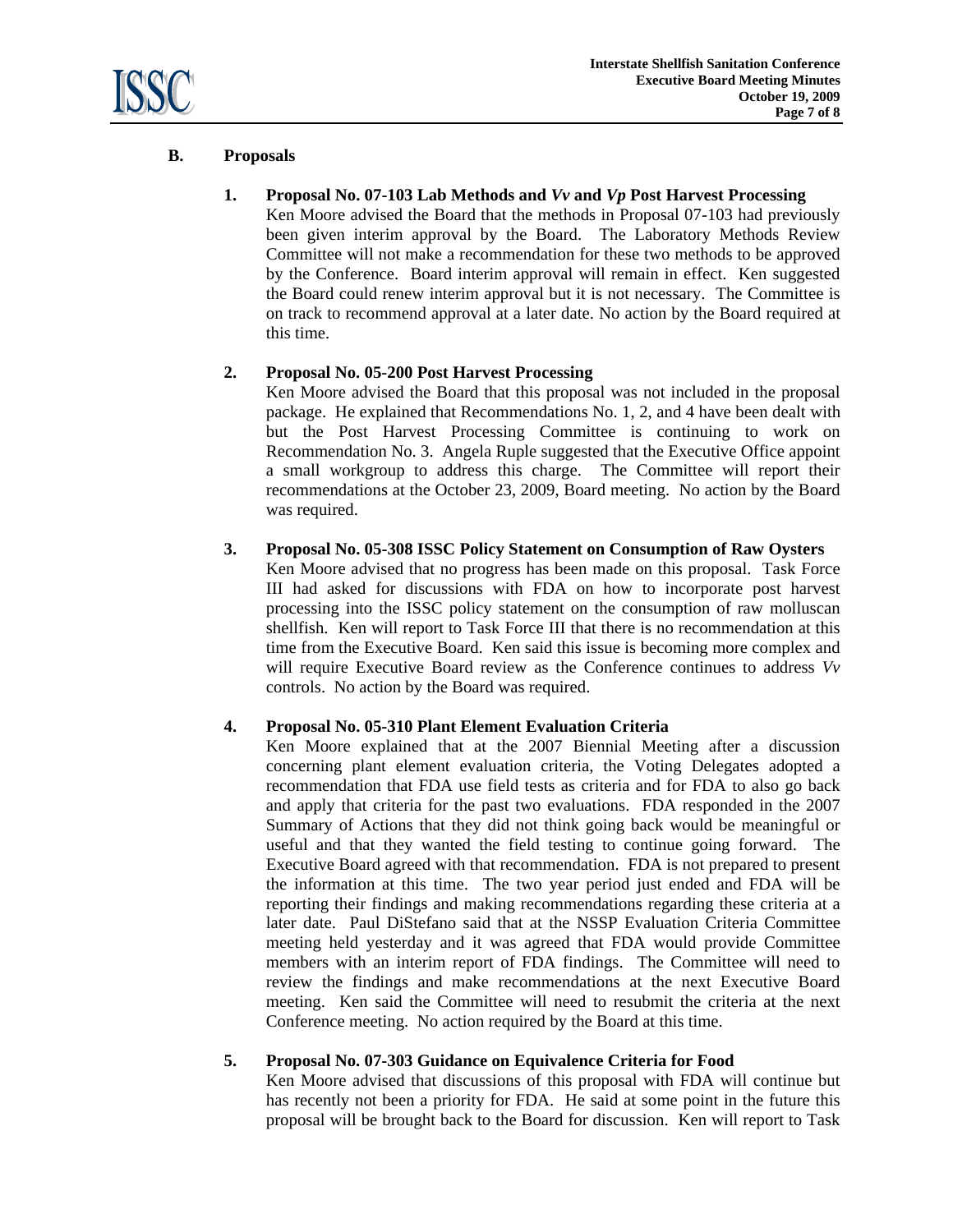## B. Proposals

### 1. Proposal No. 07-103 Lab Methods and *Vv* and *Vp* Post Harvest Processing

Ken Moore advised the Board that the methods in Proposal 07-103 had previously been given interim approval by the Board. The Laboratory Methods Review Committee will not make a recommendation for these two methods to be approved by the Conference. Board interim approval will remain in effect. Ken suggested the Board could renew interim approval but it is not necessary. The Committee is on track to recommend approval at a later date. No action by the Board required at this time.

### 2. Proposal No. 05-200 Post Harvest Processing

Ken Moore advised the Board that this proposal was not included in the proposal package. He explained that Recommendations No. 1, 2, and 4 have been dealt with but the Post Harvest Processing Committee is continuing to work on Recommendation No. 3. Angela Ruple suggested that the Executive Office appoint a small workgroup to address this charge. The Committee will report their recommendations at the October 23, 2009, Board meeting. No action by the Board was required.

### 3. Proposal No. 05-308 ISSC Policy Statement on Consumption of Raw Oysters

Ken Moore advised that no progress has been made on this proposal. Task Force III had asked for discussions with FDA on how to incorporate post harvest processing into the ISSC policy statement on the consumption of raw molluscan shellfish. Ken will report to Task Force III that there is no recommendation at this time from the Executive Board. Ken said this issue is becoming more complex and will require Executive Board review as the Conference continues to address *Vv* controls. No action by the Board was required.

### 4. Proposal No. 05-310 Plant Element Evaluation Criteria

Ken Moore explained that at the 2007 Biennial Meeting after a discussion concerning plant element evaluation criteria, the Voting Delegates adopted a recommendation that FDA use field tests as criteria and for FDA to also go back and apply that criteria for the past two evaluations. FDA responded in the 2007 Summary of Actions that they did not think going back would be meaningful or useful and that they wanted the field testing to continue going forward. The Executive Board agreed with that recommendation. FDA is not prepared to present the information at this time. The two year period just ended and FDA will be reporting their findings and making recommendations regarding these criteria at a later date. Paul DiStefano said that at the NSSP Evaluation Criteria Committee meeting held yesterday and it was agreed that FDA would provide Committee members with an interim report of FDA findings. The Committee will need to review the findings and make recommendations at the next Executive Board meeting. Ken said the Committee will need to resubmit the criteria at the next Conference meeting. No action required by the Board at this time.

### 5. Proposal No. 07-303 Guidance on Equivalence Criteria for Food

Ken Moore advised that discussions of this proposal with FDA will continue but has recently not been a priority for FDA. He said at some point in the future this proposal will be brought back to the Board for discussion. Ken will report to Task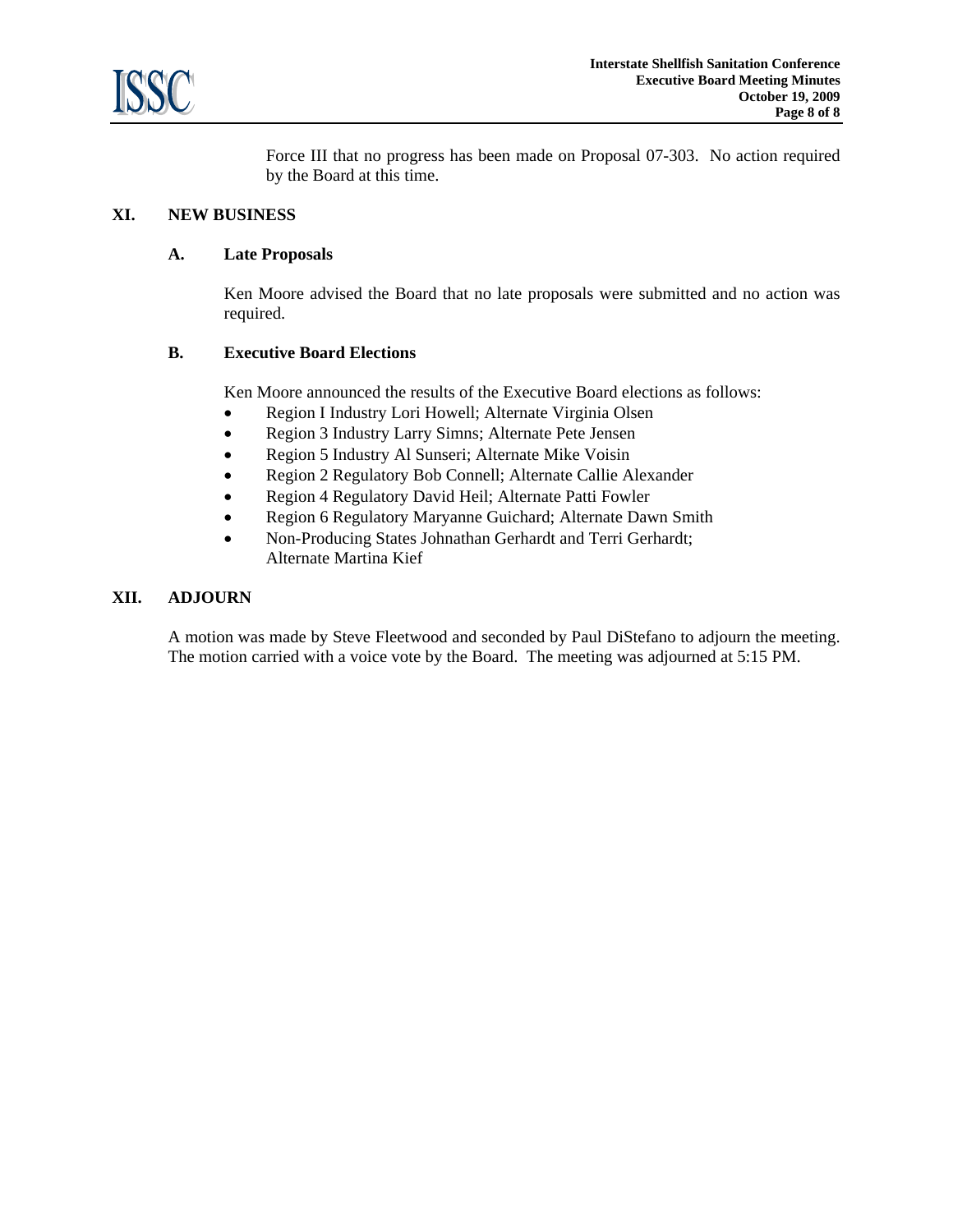Force III that no progress has been made on Proposal 07-303. No action required by the Board at this time.

## XI. NEW BUSINESS

### A. Late Proposals

Ken Moore advised the Board that no late proposals were submitted and no action was required.

### B. Executive Board Elections

Ken Moore announced the results of the Executive Board elections as follows:

- Region I Industry Lori Howell; Alternate Virginia Olsen
- Region 3 Industry Larry Simns; Alternate Pete Jensen
- Region 5 Industry Al Sunseri; Alternate Mike Voisin
- Region 2 Regulatory Bob Connell; Alternate Callie Alexander
- Region 4 Regulatory David Heil; Alternate Patti Fowler
- Region 6 Regulatory Maryanne Guichard; Alternate Dawn Smith
- Non-Producing States Johnathan Gerhardt and Terri Gerhardt; Alternate Martina Kief

## XII. ADJOURN

A motion was made by Steve Fleetwood and seconded by Paul DiStefano to adjourn the meeting. The motion carried with a voice vote by the Board. The meeting was adjourned at 5:15 PM.